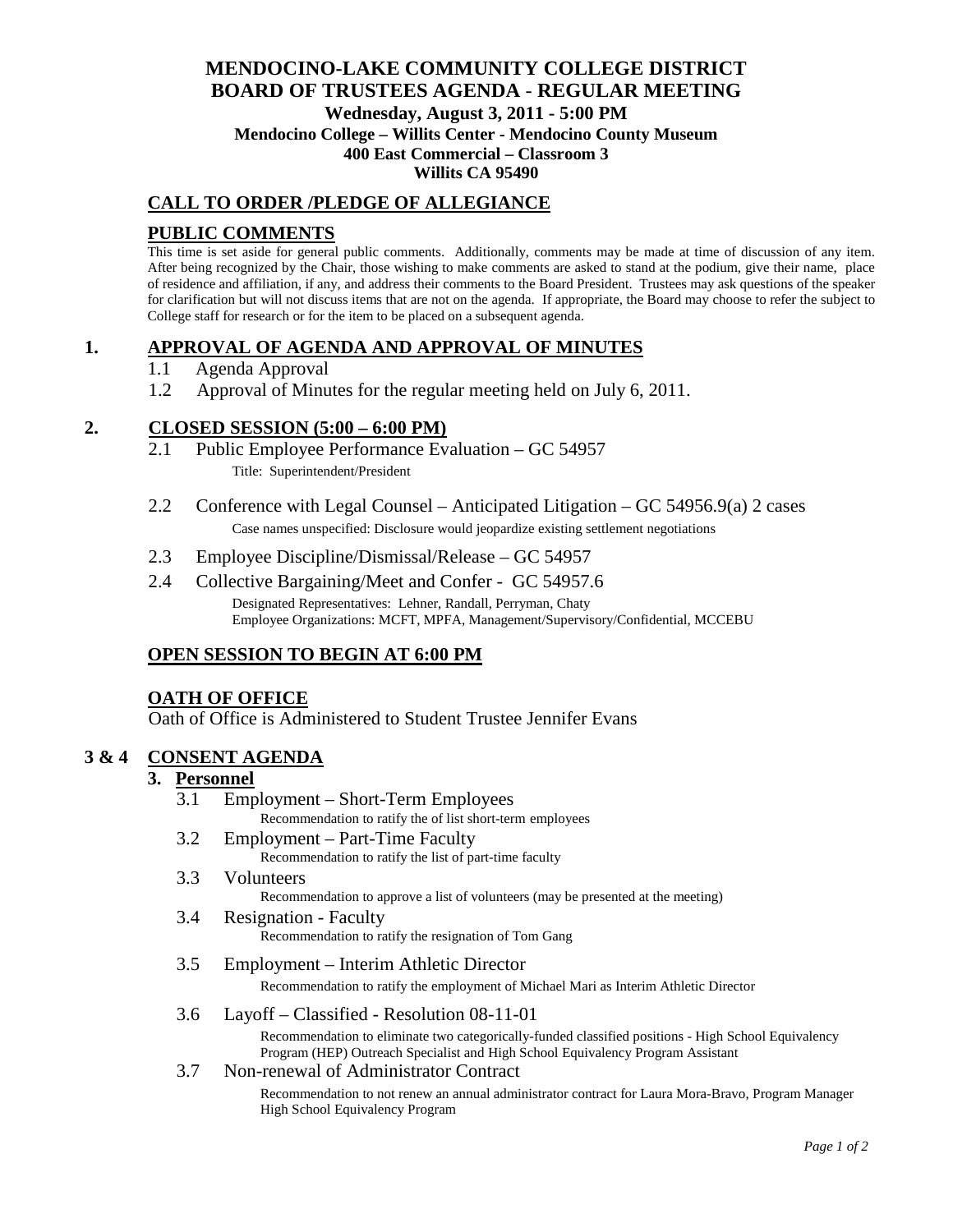# MENDOCINO-LAKE COMMUNITY COLLEGE DISTRICT
# BOARD OF TRUSTEES AGENDA - REGULAR MEETING

**Wednesday, August 3, 2011 - 5:00 PM**
**Mendocino College – Willits Center - Mendocino County Museum**
**400 East Commercial – Classroom 3**
**Willits CA 95490**

## CALL TO ORDER /PLEDGE OF ALLEGIANCE

## PUBLIC COMMENTS

This time is set aside for general public comments. Additionally, comments may be made at time of discussion of any item. After being recognized by the Chair, those wishing to make comments are asked to stand at the podium, give their name, place of residence and affiliation, if any, and address their comments to the Board President. Trustees may ask questions of the speaker for clarification but will not discuss items that are not on the agenda. If appropriate, the Board may choose to refer the subject to College staff for research or for the item to be placed on a subsequent agenda.

## 1. APPROVAL OF AGENDA AND APPROVAL OF MINUTES

1.1 Agenda Approval

1.2 Approval of Minutes for the regular meeting held on July 6, 2011.

## 2. CLOSED SESSION (5:00 – 6:00 PM)

2.1 Public Employee Performance Evaluation – GC 54957
Title: Superintendent/President

2.2 Conference with Legal Counsel – Anticipated Litigation – GC 54956.9(a) 2 cases
Case names unspecified: Disclosure would jeopardize existing settlement negotiations

2.3 Employee Discipline/Dismissal/Release – GC 54957

2.4 Collective Bargaining/Meet and Confer - GC 54957.6
Designated Representatives: Lehner, Randall, Perryman, Chaty
Employee Organizations: MCFT, MPFA, Management/Supervisory/Confidential, MCCEBU

## OPEN SESSION TO BEGIN AT 6:00 PM

## OATH OF OFFICE

Oath of Office is Administered to Student Trustee Jennifer Evans

## 3 & 4 CONSENT AGENDA

### 3. Personnel

3.1 Employment – Short-Term Employees
Recommendation to ratify the of list short-term employees

3.2 Employment – Part-Time Faculty
Recommendation to ratify the list of part-time faculty

3.3 Volunteers
Recommendation to approve a list of volunteers (may be presented at the meeting)

3.4 Resignation - Faculty
Recommendation to ratify the resignation of Tom Gang

3.5 Employment – Interim Athletic Director
Recommendation to ratify the employment of Michael Mari as Interim Athletic Director

3.6 Layoff – Classified - Resolution 08-11-01
Recommendation to eliminate two categorically-funded classified positions - High School Equivalency Program (HEP) Outreach Specialist and High School Equivalency Program Assistant

3.7 Non-renewal of Administrator Contract
Recommendation to not renew an annual administrator contract for Laura Mora-Bravo, Program Manager High School Equivalency Program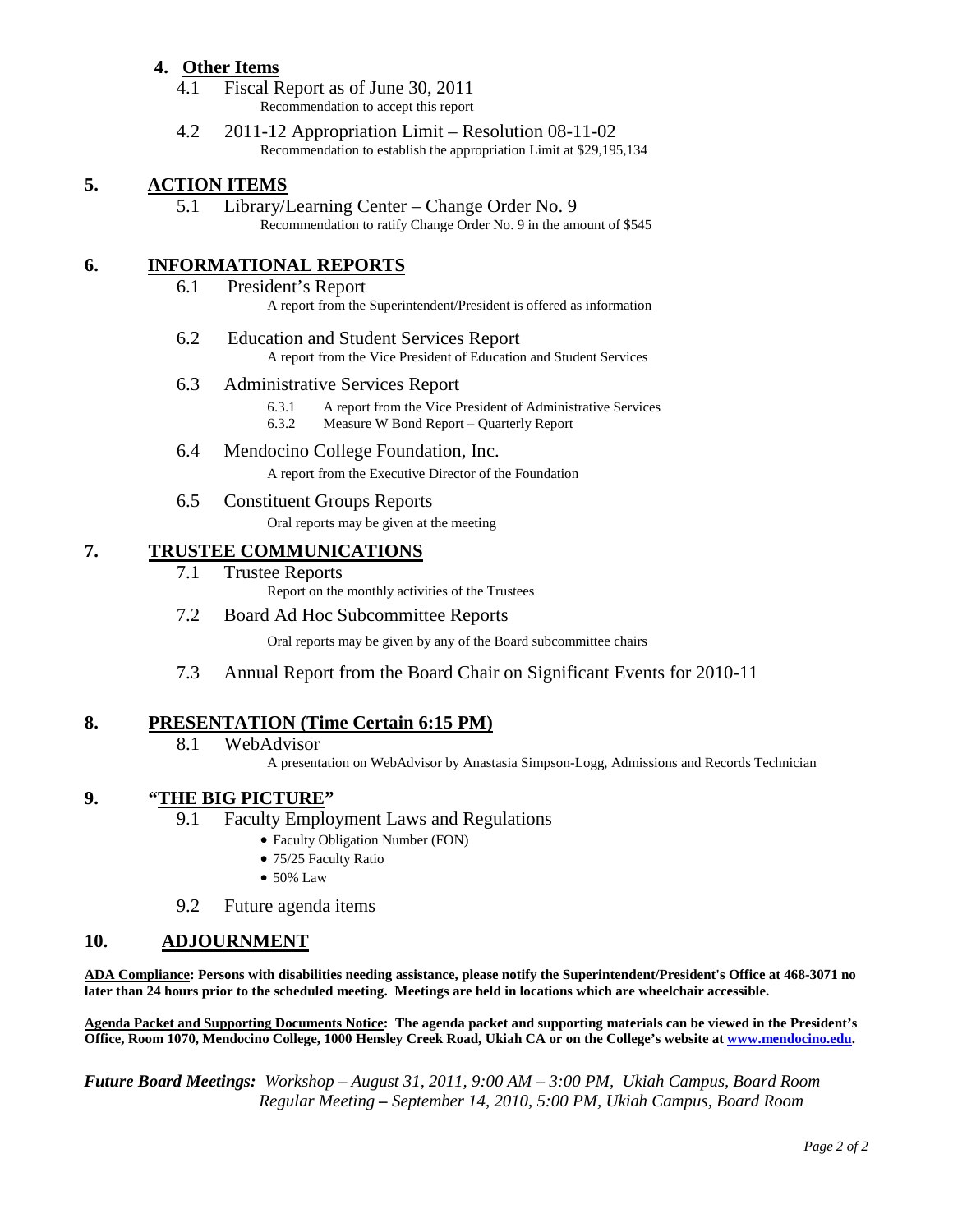## 4. Other Items

4.1 Fiscal Report as of June 30, 2011

Recommendation to accept this report

4.2 2011-12 Appropriation Limit – Resolution 08-11-02

Recommendation to establish the appropriation Limit at $29,195,134

## 5. ACTION ITEMS

5.1 Library/Learning Center – Change Order No. 9

Recommendation to ratify Change Order No. 9 in the amount of $545

## 6. INFORMATIONAL REPORTS

6.1 President's Report

A report from the Superintendent/President is offered as information

6.2 Education and Student Services Report

A report from the Vice President of Education and Student Services

6.3 Administrative Services Report

- 6.3.1 A report from the Vice President of Administrative Services
- 6.3.2 Measure W Bond Report – Quarterly Report

6.4 Mendocino College Foundation, Inc.

A report from the Executive Director of the Foundation

6.5 Constituent Groups Reports

Oral reports may be given at the meeting

## 7. TRUSTEE COMMUNICATIONS

7.1 Trustee Reports

Report on the monthly activities of the Trustees

7.2 Board Ad Hoc Subcommittee Reports

Oral reports may be given by any of the Board subcommittee chairs

7.3 Annual Report from the Board Chair on Significant Events for 2010-11

## 8. PRESENTATION (Time Certain 6:15 PM)

8.1 WebAdvisor

A presentation on WebAdvisor by Anastasia Simpson-Logg, Admissions and Records Technician

## 9. "THE BIG PICTURE"

9.1 Faculty Employment Laws and Regulations

- Faculty Obligation Number (FON)
- 75/25 Faculty Ratio
- 50% Law

9.2 Future agenda items

## 10. ADJOURNMENT

**ADA Compliance: Persons with disabilities needing assistance, please notify the Superintendent/President's Office at 468-3071 no later than 24 hours prior to the scheduled meeting. Meetings are held in locations which are wheelchair accessible.**

**Agenda Packet and Supporting Documents Notice: The agenda packet and supporting materials can be viewed in the President's Office, Room 1070, Mendocino College, 1000 Hensley Creek Road, Ukiah CA or on the College's website at [www.mendocino.edu](www.mendocino.edu).**

***Future Board Meetings:*** *Workshop – August 31, 2011, 9:00 AM – 3:00 PM, Ukiah Campus, Board Room*
*Regular Meeting – September 14, 2010, 5:00 PM, Ukiah Campus, Board Room*